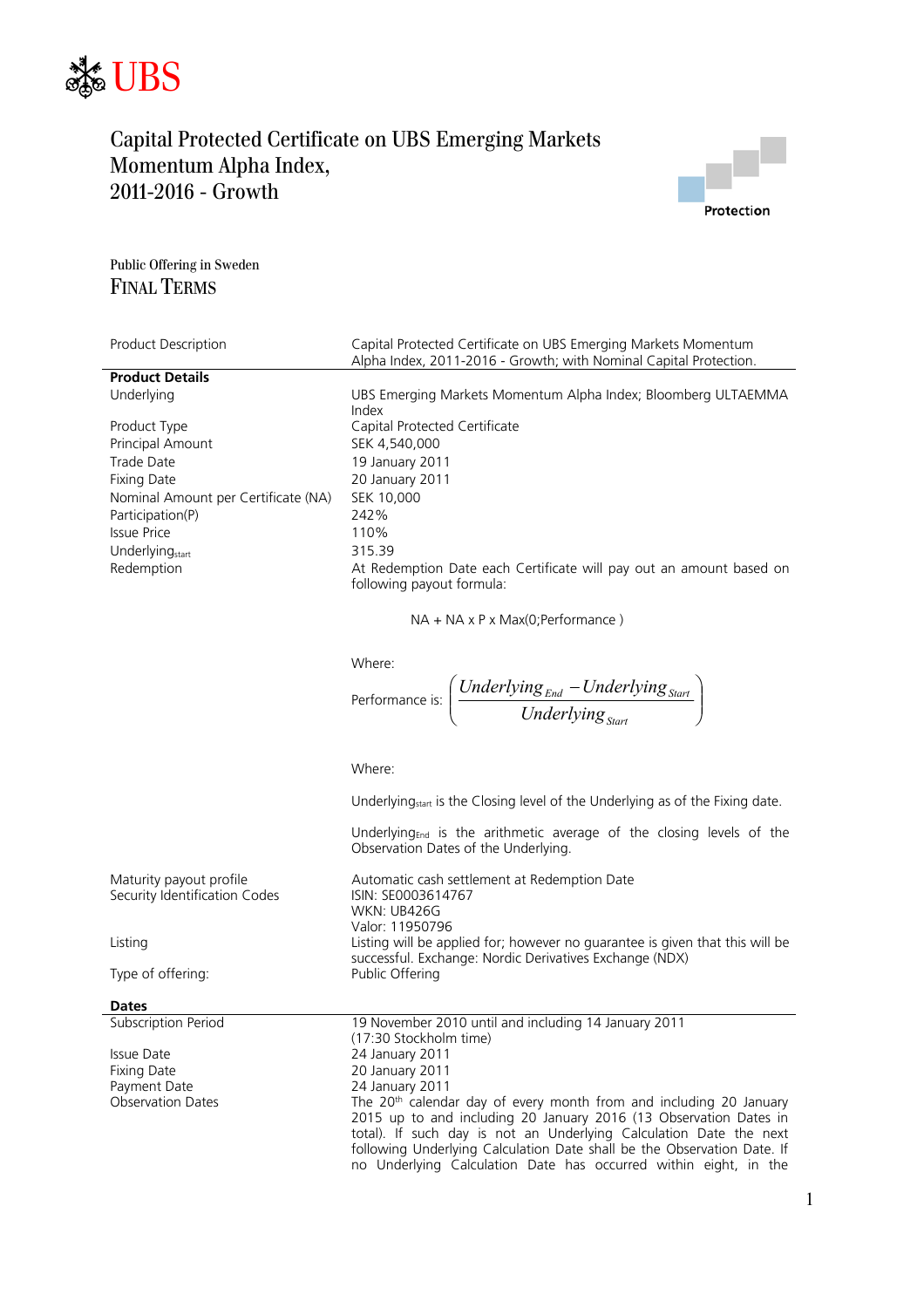# Capital Protected Certificate on UBS Emerging Markets Momentum Alpha Index, 2011-2016 - Growth

Protection

Public Offering in Sweden

## FINAL TERMS

| | |
|---|---|
| Product Description | Capital Protected Certificate on UBS Emerging Markets Momentum Alpha Index, 2011-2016 - Growth; with Nominal Capital Protection. |
| **Product Details** | |
| Underlying | UBS Emerging Markets Momentum Alpha Index; Bloomberg ULTAEMMA Index |
| Product Type | Capital Protected Certificate |
| Principal Amount | SEK 4,540,000 |
| Trade Date | 19 January 2011 |
| Fixing Date | 20 January 2011 |
| Nominal Amount per Certificate (NA) | SEK 10,000 |
| Participation(P) | 242% |
| Issue Price | 110% |
| $Underlying_{start}$ | 315.39 |
| Redemption | At Redemption Date each Certificate will pay out an amount based on following payout formula: |

NA + NA x P x Max(0;Performance )

Where:

Performance is: $\left( \dfrac{Underlying_{End} - Underlying_{Start}}{Underlying_{Start}} \right)$

Where:

$Underlying_{start}$ is the Closing level of the Underlying as of the Fixing date.

$Underlying_{End}$ is the arithmetic average of the closing levels of the Observation Dates of the Underlying.

| | |
|---|---|
| Maturity payout profile | Automatic cash settlement at Redemption Date |
| Security Identification Codes | ISIN: SE0003614767<br>WKN: UB426G<br>Valor: 11950796 |
| Listing | Listing will be applied for; however no guarantee is given that this will be successful. Exchange: Nordic Derivatives Exchange (NDX) |
| Type of offering: | Public Offering |
| **Dates** | |
| Subscription Period | 19 November 2010 until and including 14 January 2011 (17:30 Stockholm time) |
| Issue Date | 24 January 2011 |
| Fixing Date | 20 January 2011 |
| Payment Date | 24 January 2011 |
| Observation Dates | The 20th calendar day of every month from and including 20 January 2015 up to and including 20 January 2016 (13 Observation Dates in total). If such day is not an Underlying Calculation Date the next following Underlying Calculation Date shall be the Observation Date. If no Underlying Calculation Date has occurred within eight, in the |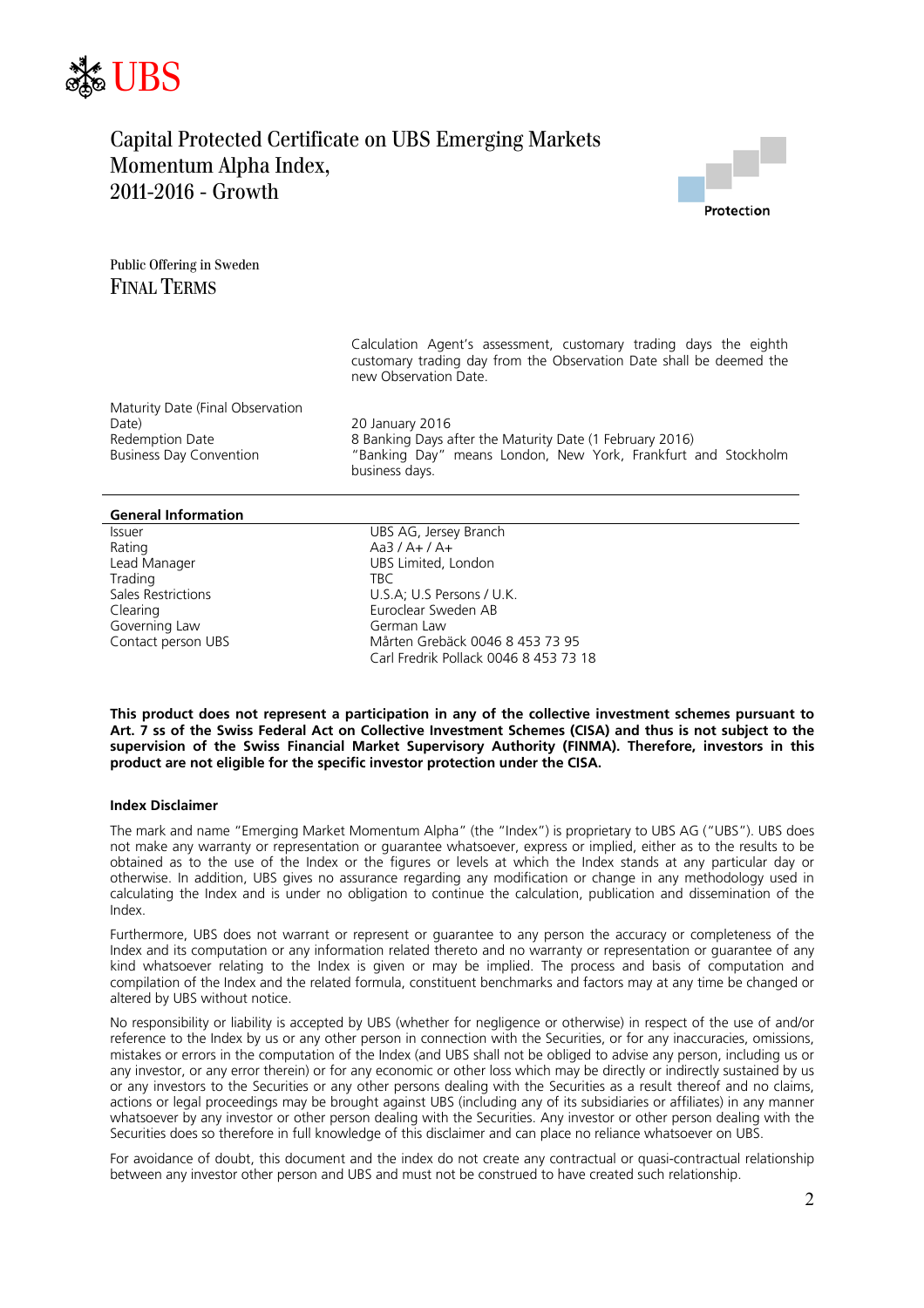# Capital Protected Certificate on UBS Emerging Markets Momentum Alpha Index, 2011-2016 - Growth

Protection

Public Offering in Sweden

## Final Terms

| | |
|---|---|
| | Calculation Agent's assessment, customary trading days the eighth customary trading day from the Observation Date shall be deemed the new Observation Date. |
| Maturity Date (Final Observation Date) | 20 January 2016 |
| Redemption Date | 8 Banking Days after the Maturity Date (1 February 2016) |
| Business Day Convention | "Banking Day" means London, New York, Frankfurt and Stockholm business days. |

### General Information

| | |
|---|---|
| Issuer | UBS AG, Jersey Branch |
| Rating | Aa3 / A+ / A+ |
| Lead Manager | UBS Limited, London |
| Trading | TBC |
| Sales Restrictions | U.S.A; U.S Persons / U.K. |
| Clearing | Euroclear Sweden AB |
| Governing Law | German Law |
| Contact person UBS | Mårten Grebäck 0046 8 453 73 95<br>Carl Fredrik Pollack 0046 8 453 73 18 |

**This product does not represent a participation in any of the collective investment schemes pursuant to Art. 7 ss of the Swiss Federal Act on Collective Investment Schemes (CISA) and thus is not subject to the supervision of the Swiss Financial Market Supervisory Authority (FINMA). Therefore, investors in this product are not eligible for the specific investor protection under the CISA.**

### Index Disclaimer

The mark and name "Emerging Market Momentum Alpha" (the "Index") is proprietary to UBS AG ("UBS"). UBS does not make any warranty or representation or guarantee whatsoever, express or implied, either as to the results to be obtained as to the use of the Index or the figures or levels at which the Index stands at any particular day or otherwise. In addition, UBS gives no assurance regarding any modification or change in any methodology used in calculating the Index and is under no obligation to continue the calculation, publication and dissemination of the Index.

Furthermore, UBS does not warrant or represent or guarantee to any person the accuracy or completeness of the Index and its computation or any information related thereto and no warranty or representation or guarantee of any kind whatsoever relating to the Index is given or may be implied. The process and basis of computation and compilation of the Index and the related formula, constituent benchmarks and factors may at any time be changed or altered by UBS without notice.

No responsibility or liability is accepted by UBS (whether for negligence or otherwise) in respect of the use of and/or reference to the Index by us or any other person in connection with the Securities, or for any inaccuracies, omissions, mistakes or errors in the computation of the Index (and UBS shall not be obliged to advise any person, including us or any investor, or any error therein) or for any economic or other loss which may be directly or indirectly sustained by us or any investors to the Securities or any other persons dealing with the Securities as a result thereof and no claims, actions or legal proceedings may be brought against UBS (including any of its subsidiaries or affiliates) in any manner whatsoever by any investor or other person dealing with the Securities. Any investor or other person dealing with the Securities does so therefore in full knowledge of this disclaimer and can place no reliance whatsoever on UBS.

For avoidance of doubt, this document and the index do not create any contractual or quasi-contractual relationship between any investor other person and UBS and must not be construed to have created such relationship.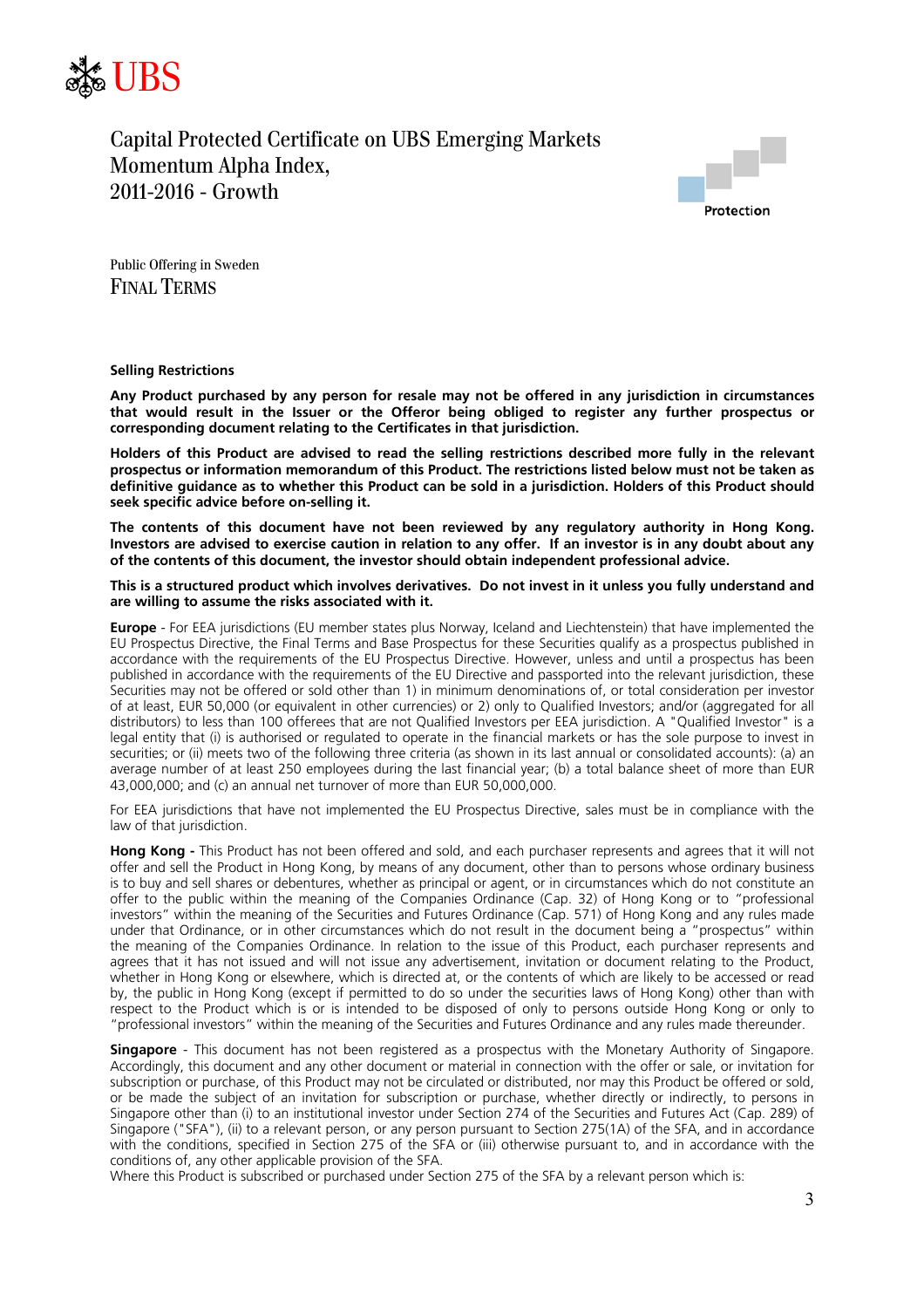UBS

# Capital Protected Certificate on UBS Emerging Markets Momentum Alpha Index, 2011-2016 - Growth

Protection

Public Offering in Sweden

## FINAL TERMS

**Selling Restrictions**

**Any Product purchased by any person for resale may not be offered in any jurisdiction in circumstances that would result in the Issuer or the Offeror being obliged to register any further prospectus or corresponding document relating to the Certificates in that jurisdiction.**

**Holders of this Product are advised to read the selling restrictions described more fully in the relevant prospectus or information memorandum of this Product. The restrictions listed below must not be taken as definitive guidance as to whether this Product can be sold in a jurisdiction. Holders of this Product should seek specific advice before on-selling it.**

**The contents of this document have not been reviewed by any regulatory authority in Hong Kong. Investors are advised to exercise caution in relation to any offer. If an investor is in any doubt about any of the contents of this document, the investor should obtain independent professional advice.**

**This is a structured product which involves derivatives. Do not invest in it unless you fully understand and are willing to assume the risks associated with it.**

**Europe** - For EEA jurisdictions (EU member states plus Norway, Iceland and Liechtenstein) that have implemented the EU Prospectus Directive, the Final Terms and Base Prospectus for these Securities qualify as a prospectus published in accordance with the requirements of the EU Prospectus Directive. However, unless and until a prospectus has been published in accordance with the requirements of the EU Directive and passported into the relevant jurisdiction, these Securities may not be offered or sold other than 1) in minimum denominations of, or total consideration per investor of at least, EUR 50,000 (or equivalent in other currencies) or 2) only to Qualified Investors; and/or (aggregated for all distributors) to less than 100 offerees that are not Qualified Investors per EEA jurisdiction. A "Qualified Investor" is a legal entity that (i) is authorised or regulated to operate in the financial markets or has the sole purpose to invest in securities; or (ii) meets two of the following three criteria (as shown in its last annual or consolidated accounts): (a) an average number of at least 250 employees during the last financial year; (b) a total balance sheet of more than EUR 43,000,000; and (c) an annual net turnover of more than EUR 50,000,000.

For EEA jurisdictions that have not implemented the EU Prospectus Directive, sales must be in compliance with the law of that jurisdiction.

**Hong Kong -** This Product has not been offered and sold, and each purchaser represents and agrees that it will not offer and sell the Product in Hong Kong, by means of any document, other than to persons whose ordinary business is to buy and sell shares or debentures, whether as principal or agent, or in circumstances which do not constitute an offer to the public within the meaning of the Companies Ordinance (Cap. 32) of Hong Kong or to "professional investors" within the meaning of the Securities and Futures Ordinance (Cap. 571) of Hong Kong and any rules made under that Ordinance, or in other circumstances which do not result in the document being a "prospectus" within the meaning of the Companies Ordinance. In relation to the issue of this Product, each purchaser represents and agrees that it has not issued and will not issue any advertisement, invitation or document relating to the Product, whether in Hong Kong or elsewhere, which is directed at, or the contents of which are likely to be accessed or read by, the public in Hong Kong (except if permitted to do so under the securities laws of Hong Kong) other than with respect to the Product which is or is intended to be disposed of only to persons outside Hong Kong or only to "professional investors" within the meaning of the Securities and Futures Ordinance and any rules made thereunder.

**Singapore** - This document has not been registered as a prospectus with the Monetary Authority of Singapore. Accordingly, this document and any other document or material in connection with the offer or sale, or invitation for subscription or purchase, of this Product may not be circulated or distributed, nor may this Product be offered or sold, or be made the subject of an invitation for subscription or purchase, whether directly or indirectly, to persons in Singapore other than (i) to an institutional investor under Section 274 of the Securities and Futures Act (Cap. 289) of Singapore ("SFA"), (ii) to a relevant person, or any person pursuant to Section 275(1A) of the SFA, and in accordance with the conditions, specified in Section 275 of the SFA or (iii) otherwise pursuant to, and in accordance with the conditions of, any other applicable provision of the SFA.
Where this Product is subscribed or purchased under Section 275 of the SFA by a relevant person which is: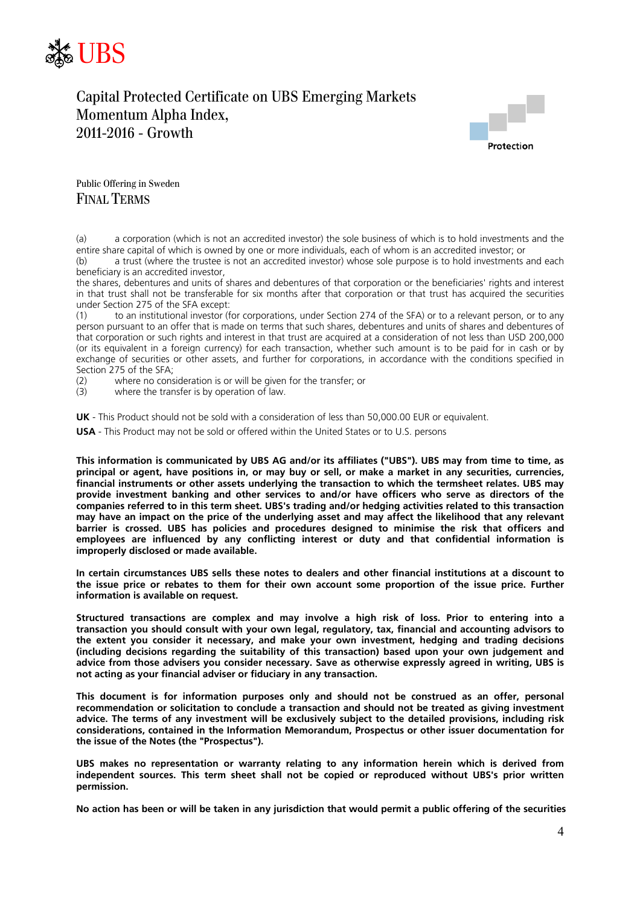# Capital Protected Certificate on UBS Emerging Markets Momentum Alpha Index, 2011-2016 - Growth

Protection

Public Offering in Sweden

## FINAL TERMS

(a) a corporation (which is not an accredited investor) the sole business of which is to hold investments and the entire share capital of which is owned by one or more individuals, each of whom is an accredited investor; or

(b) a trust (where the trustee is not an accredited investor) whose sole purpose is to hold investments and each beneficiary is an accredited investor,

the shares, debentures and units of shares and debentures of that corporation or the beneficiaries' rights and interest in that trust shall not be transferable for six months after that corporation or that trust has acquired the securities under Section 275 of the SFA except:

(1) to an institutional investor (for corporations, under Section 274 of the SFA) or to a relevant person, or to any person pursuant to an offer that is made on terms that such shares, debentures and units of shares and debentures of that corporation or such rights and interest in that trust are acquired at a consideration of not less than USD 200,000 (or its equivalent in a foreign currency) for each transaction, whether such amount is to be paid for in cash or by exchange of securities or other assets, and further for corporations, in accordance with the conditions specified in Section 275 of the SFA;

(2) where no consideration is or will be given for the transfer; or

(3) where the transfer is by operation of law.

**UK** - This Product should not be sold with a consideration of less than 50,000.00 EUR or equivalent.

**USA** - This Product may not be sold or offered within the United States or to U.S. persons

**This information is communicated by UBS AG and/or its affiliates ("UBS"). UBS may from time to time, as principal or agent, have positions in, or may buy or sell, or make a market in any securities, currencies, financial instruments or other assets underlying the transaction to which the termsheet relates. UBS may provide investment banking and other services to and/or have officers who serve as directors of the companies referred to in this term sheet. UBS's trading and/or hedging activities related to this transaction may have an impact on the price of the underlying asset and may affect the likelihood that any relevant barrier is crossed. UBS has policies and procedures designed to minimise the risk that officers and employees are influenced by any conflicting interest or duty and that confidential information is improperly disclosed or made available.**

**In certain circumstances UBS sells these notes to dealers and other financial institutions at a discount to the issue price or rebates to them for their own account some proportion of the issue price. Further information is available on request.**

**Structured transactions are complex and may involve a high risk of loss. Prior to entering into a transaction you should consult with your own legal, regulatory, tax, financial and accounting advisors to the extent you consider it necessary, and make your own investment, hedging and trading decisions (including decisions regarding the suitability of this transaction) based upon your own judgement and advice from those advisers you consider necessary. Save as otherwise expressly agreed in writing, UBS is not acting as your financial adviser or fiduciary in any transaction.**

**This document is for information purposes only and should not be construed as an offer, personal recommendation or solicitation to conclude a transaction and should not be treated as giving investment advice. The terms of any investment will be exclusively subject to the detailed provisions, including risk considerations, contained in the Information Memorandum, Prospectus or other issuer documentation for the issue of the Notes (the "Prospectus").**

**UBS makes no representation or warranty relating to any information herein which is derived from independent sources. This term sheet shall not be copied or reproduced without UBS's prior written permission.**

**No action has been or will be taken in any jurisdiction that would permit a public offering of the securities**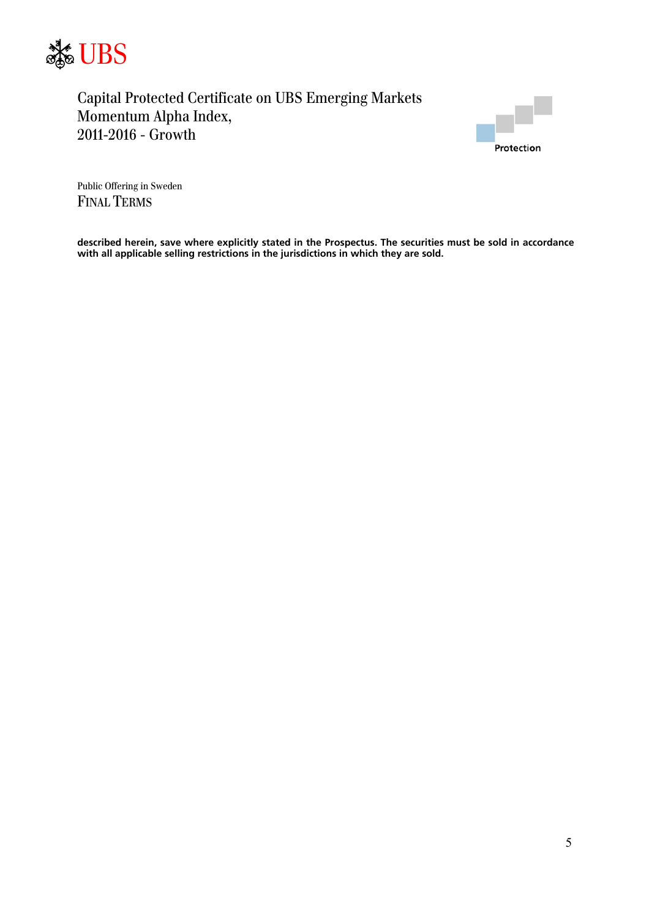Capital Protected Certificate on UBS Emerging Markets Momentum Alpha Index, 2011-2016 - Growth

Protection

Public Offering in Sweden

FINAL TERMS

**described herein, save where explicitly stated in the Prospectus. The securities must be sold in accordance with all applicable selling restrictions in the jurisdictions in which they are sold.**